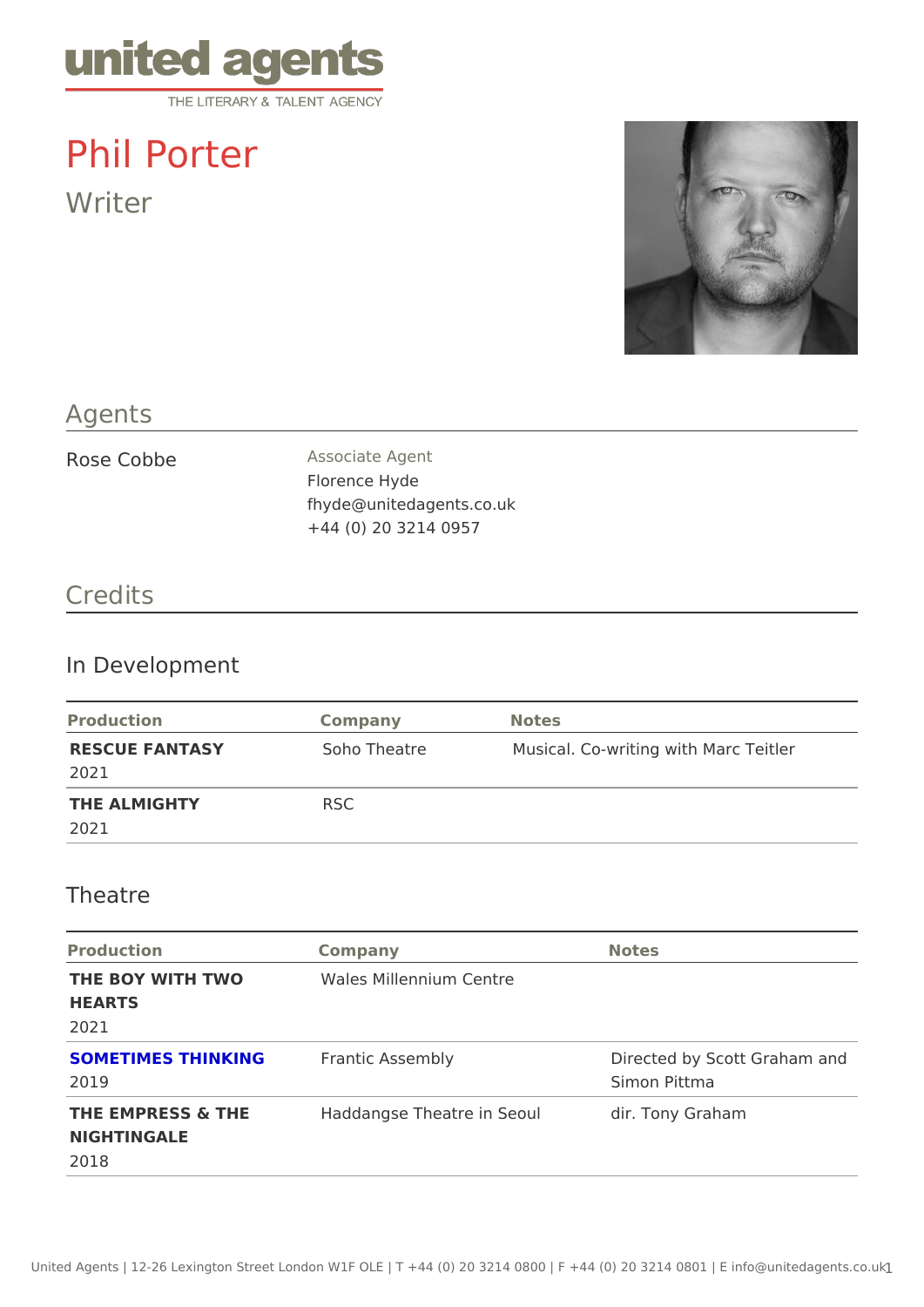united agents
THE LITERARY & TALENT AGENCY

# Phil Porter

Writer

## Agents

Rose Cobbe

Associate Agent
Florence Hyde
fhyde@unitedagents.co.uk
+44 (0) 20 3214 0957

## Credits

### In Development

| Production | Company | Notes |
|---|---|---|
| **RESCUE FANTASY** 2021 | Soho Theatre | Musical. Co-writing with Marc Teitler |
| **THE ALMIGHTY** 2021 | RSC | |

### Theatre

| Production | Company | Notes |
|---|---|---|
| **THE BOY WITH TWO HEARTS** 2021 | Wales Millennium Centre | |
| **SOMETIMES THINKING** 2019 | Frantic Assembly | Directed by Scott Graham and Simon Pittma |
| **THE EMPRESS & THE NIGHTINGALE** 2018 | Haddangse Theatre in Seoul | dir. Tony Graham |

United Agents | 12-26 Lexington Street London W1F OLE | T +44 (0) 20 3214 0800 | F +44 (0) 20 3214 0801 | E info@unitedagents.co.uk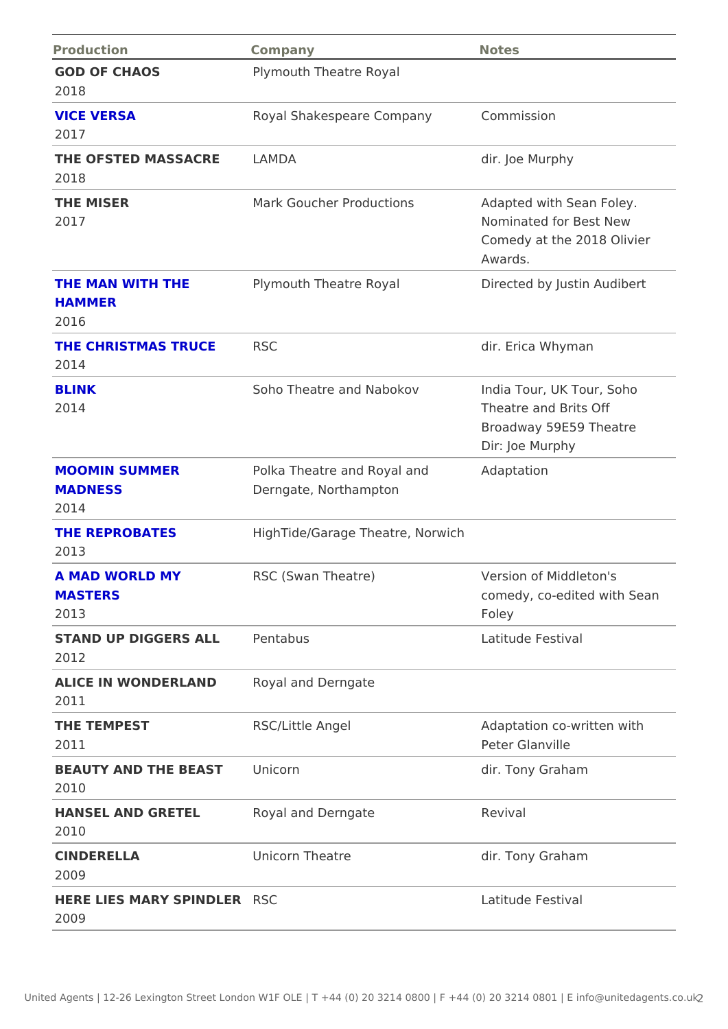| Production | Company | Notes |
|---|---|---|
| **GOD OF CHAOS**<br>2018 | Plymouth Theatre Royal | |
| **VICE VERSA**<br>2017 | Royal Shakespeare Company | Commission |
| **THE OFSTED MASSACRE**<br>2018 | LAMDA | dir. Joe Murphy |
| **THE MISER**<br>2017 | Mark Goucher Productions | Adapted with Sean Foley. Nominated for Best New Comedy at the 2018 Olivier Awards. |
| **THE MAN WITH THE HAMMER**<br>2016 | Plymouth Theatre Royal | Directed by Justin Audibert |
| **THE CHRISTMAS TRUCE**<br>2014 | RSC | dir. Erica Whyman |
| **BLINK**<br>2014 | Soho Theatre and Nabokov | India Tour, UK Tour, Soho Theatre and Brits Off Broadway 59E59 Theatre Dir: Joe Murphy |
| **MOOMIN SUMMER MADNESS**<br>2014 | Polka Theatre and Royal and Derngate, Northampton | Adaptation |
| **THE REPROBATES**<br>2013 | HighTide/Garage Theatre, Norwich | |
| **A MAD WORLD MY MASTERS**<br>2013 | RSC (Swan Theatre) | Version of Middleton's comedy, co-edited with Sean Foley |
| **STAND UP DIGGERS ALL**<br>2012 | Pentabus | Latitude Festival |
| **ALICE IN WONDERLAND**<br>2011 | Royal and Derngate | |
| **THE TEMPEST**<br>2011 | RSC/Little Angel | Adaptation co-written with Peter Glanville |
| **BEAUTY AND THE BEAST**<br>2010 | Unicorn | dir. Tony Graham |
| **HANSEL AND GRETEL**<br>2010 | Royal and Derngate | Revival |
| **CINDERELLA**<br>2009 | Unicorn Theatre | dir. Tony Graham |
| **HERE LIES MARY SPINDLER**<br>2009 | RSC | Latitude Festival |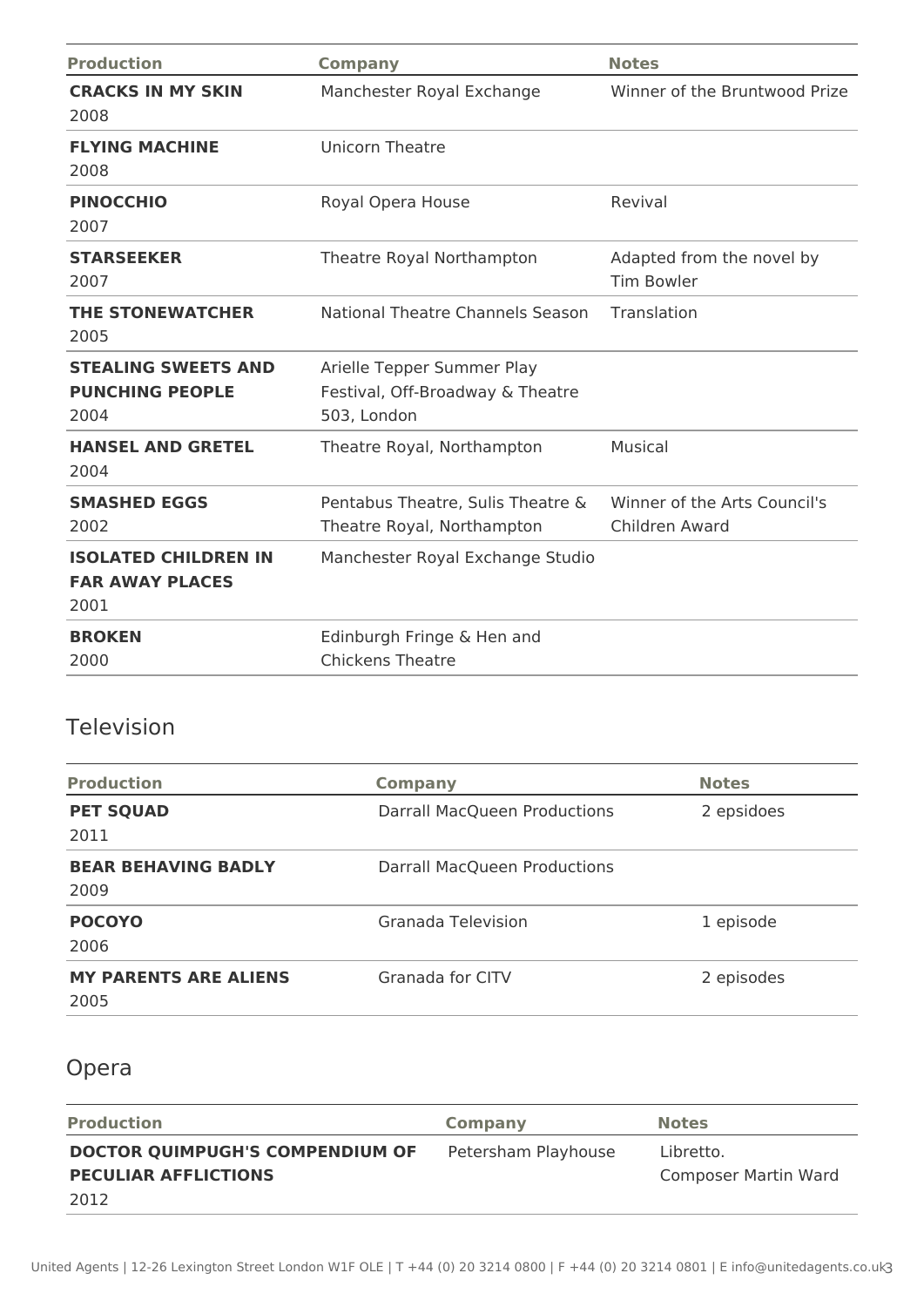| Production | Company | Notes |
| --- | --- | --- |
| **CRACKS IN MY SKIN** 2008 | Manchester Royal Exchange | Winner of the Bruntwood Prize |
| **FLYING MACHINE** 2008 | Unicorn Theatre | |
| **PINOCCHIO** 2007 | Royal Opera House | Revival |
| **STARSEEKER** 2007 | Theatre Royal Northampton | Adapted from the novel by Tim Bowler |
| **THE STONEWATCHER** 2005 | National Theatre Channels Season | Translation |
| **STEALING SWEETS AND PUNCHING PEOPLE** 2004 | Arielle Tepper Summer Play Festival, Off-Broadway & Theatre 503, London | |
| **HANSEL AND GRETEL** 2004 | Theatre Royal, Northampton | Musical |
| **SMASHED EGGS** 2002 | Pentabus Theatre, Sulis Theatre & Theatre Royal, Northampton | Winner of the Arts Council's Children Award |
| **ISOLATED CHILDREN IN FAR AWAY PLACES** 2001 | Manchester Royal Exchange Studio | |
| **BROKEN** 2000 | Edinburgh Fringe & Hen and Chickens Theatre | |

## Television

| Production | Company | Notes |
| --- | --- | --- |
| **PET SQUAD** 2011 | Darrall MacQueen Productions | 2 epsidoes |
| **BEAR BEHAVING BADLY** 2009 | Darrall MacQueen Productions | |
| **POCOYO** 2006 | Granada Television | 1 episode |
| **MY PARENTS ARE ALIENS** 2005 | Granada for CITV | 2 episodes |

## Opera

| Production | Company | Notes |
| --- | --- | --- |
| **DOCTOR QUIMPUGH'S COMPENDIUM OF PECULIAR AFFLICTIONS** 2012 | Petersham Playhouse | Libretto. Composer Martin Ward |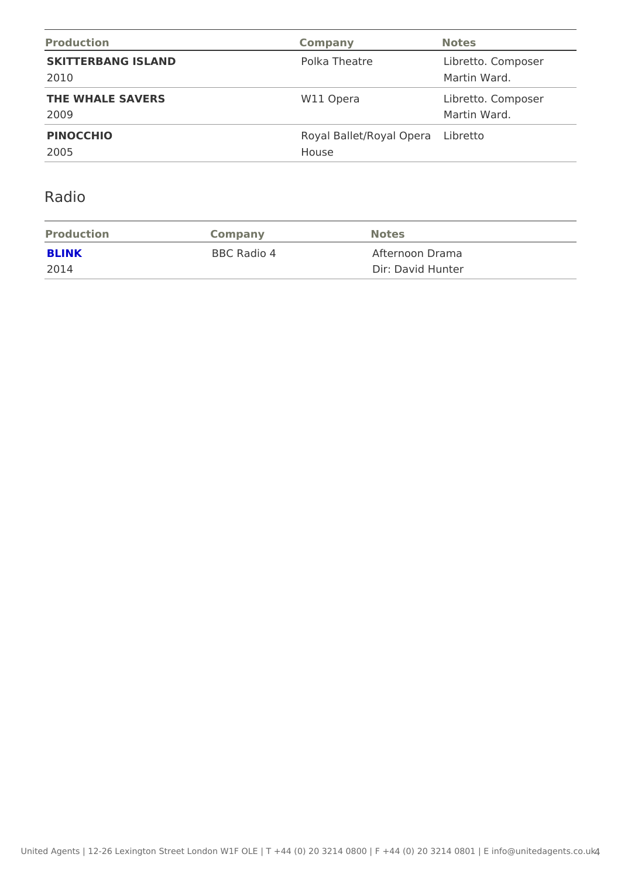| Production | Company | Notes |
|---|---|---|
| **SKITTERBANG ISLAND**<br>2010 | Polka Theatre | Libretto. Composer Martin Ward. |
| **THE WHALE SAVERS**<br>2009 | W11 Opera | Libretto. Composer Martin Ward. |
| **PINOCCHIO**<br>2005 | Royal Ballet/Royal Opera House | Libretto |

## Radio

| Production | Company | Notes |
|---|---|---|
| **BLINK**<br>2014 | BBC Radio 4 | Afternoon Drama<br>Dir: David Hunter |